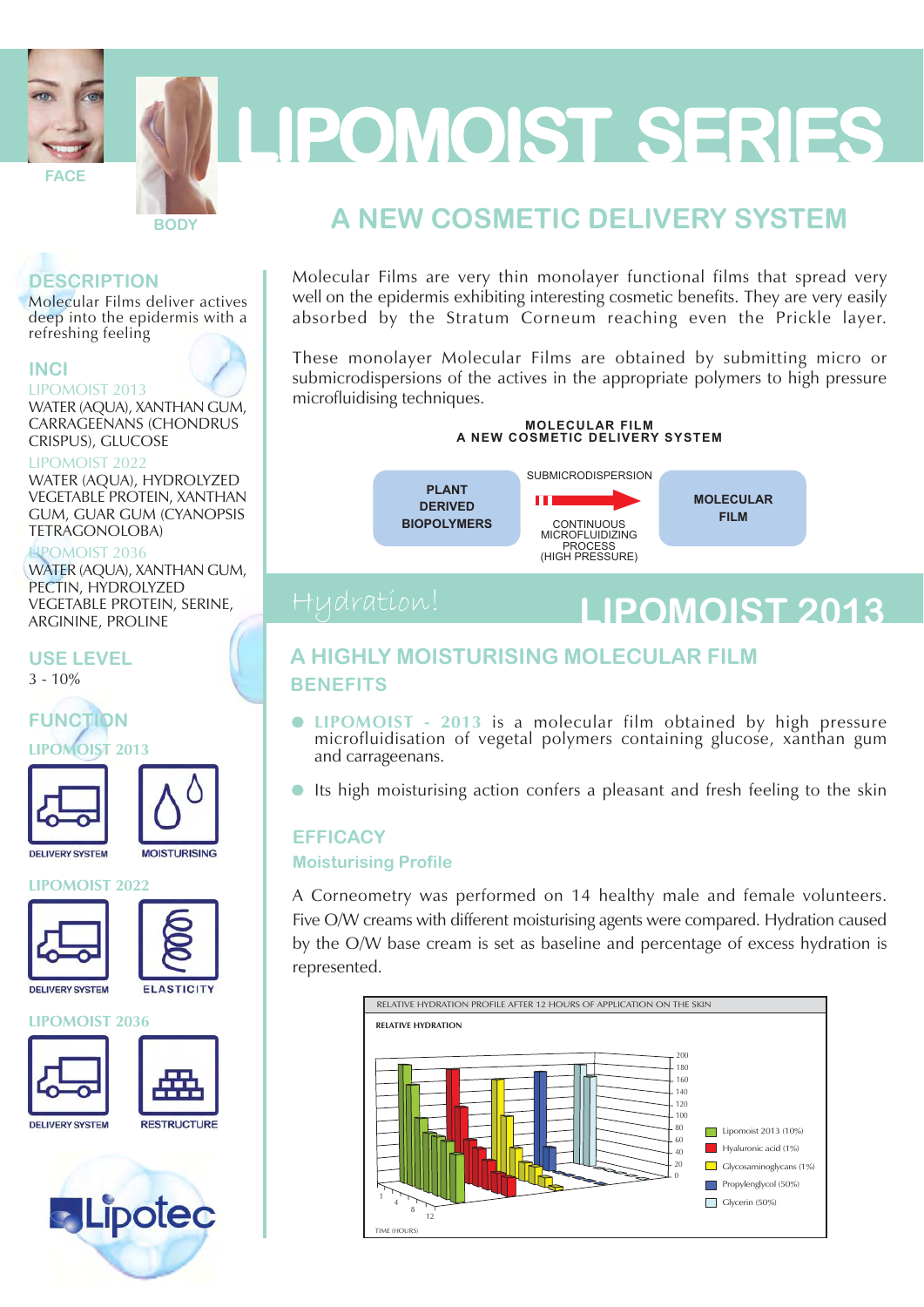# LIPOMOIST SERIES

FACE

BODY

## A NEW COSMETIC DELIVERY SYSTEM

### DESCRIPTION

Molecular Films deliver actives deep into the epidermis with a refreshing feeling

### INCI

LIPOMOIST 2013

WATER (AQUA), XANTHAN GUM, CARRAGEENANS (CHONDRUS CRISPUS), GLUCOSE

LIPOMOIST 2022

WATER (AQUA), HYDROLYZED VEGETABLE PROTEIN, XANTHAN GUM, GUAR GUM (CYANOPSIS TETRAGONOLOBA)

LIPOMOIST 2036

WATER (AQUA), XANTHAN GUM, PECTIN, HYDROLYZED VEGETABLE PROTEIN, SERINE, ARGININE, PROLINE

### USE LEVEL

3 - 10%

### FUNCTION

LIPOMOIST 2013

DELIVERY SYSTEM | MOISTURISING

LIPOMOIST 2022

DELIVERY SYSTEM | ELASTICITY

LIPOMOIST 2036

DELIVERY SYSTEM | RESTRUCTURE

Lipotec

Molecular Films are very thin monolayer functional films that spread very well on the epidermis exhibiting interesting cosmetic benefits. They are very easily absorbed by the Stratum Corneum reaching even the Prickle layer.

These monolayer Molecular Films are obtained by submitting micro or submicrodispersions of the actives in the appropriate polymers to high pressure microfluidising techniques.

**MOLECULAR FILM**
**A NEW COSMETIC DELIVERY SYSTEM**

PLANT DERIVED BIOPOLYMERS → SUBMICRODISPERSION / CONTINUOUS MICROFLUIDIZING PROCESS (HIGH PRESSURE) → MOLECULAR FILM

Hydration!

## LIPOMOIST 2013

### A HIGHLY MOISTURISING MOLECULAR FILM

### BENEFITS

- LIPOMOIST - 2013 is a molecular film obtained by high pressure microfluidisation of vegetal polymers containing glucose, xanthan gum and carrageenans.
- Its high moisturising action confers a pleasant and fresh feeling to the skin

### EFFICACY

#### Moisturising Profile

A Corneometry was performed on 14 healthy male and female volunteers. Five O/W creams with different moisturising agents were compared. Hydration caused by the O/W base cream is set as baseline and percentage of excess hydration is represented.

RELATIVE HYDRATION PROFILE AFTER 12 HOURS OF APPLICATION ON THE SKIN

RELATIVE HYDRATION

Legend: Lipomoist 2013 (10%); Hyaluronic acid (1%); Glycosaminoglycans (1%); Propylenglycol (50%); Glycerin (50%)

Y-axis: 0–200; X-axis: TIME (HOURS) 1, 4, 8, 12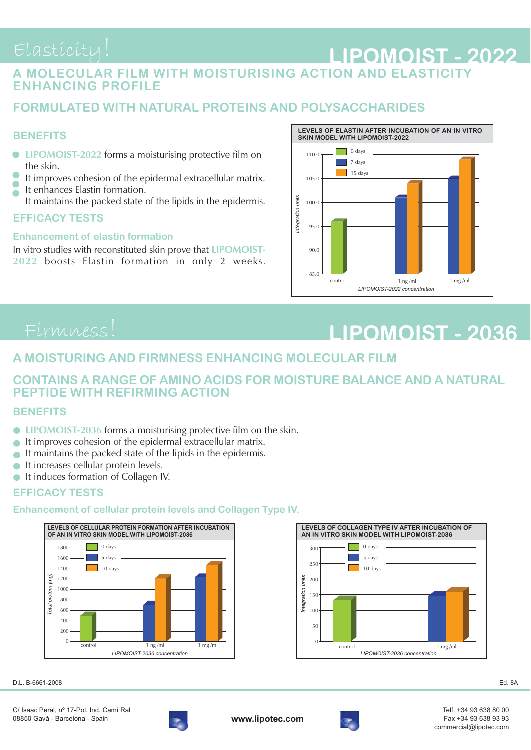# Elasticity!

# LIPOMOIST - 2022

## A MOLECULAR FILM WITH MOISTURISING ACTION AND ELASTICITY ENHANCING PROFILE

## FORMULATED WITH NATURAL PROTEINS AND POLYSACCHARIDES

### BENEFITS

- LIPOMOIST-2022 forms a moisturising protective film on the skin.
- It improves cohesion of the epidermal extracellular matrix.
- It enhances Elastin formation.
- It maintains the packed state of the lipids in the epidermis.

### EFFICACY TESTS

#### Enhancement of elastin formation

In vitro studies with reconstituted skin prove that LIPOMOIST-2022 boosts Elastin formation in only 2 weeks.

LEVELS OF ELASTIN AFTER INCUBATION OF AN IN VITRO SKIN MODEL WITH LIPOMOIST-2022

0 days
7 days
15 days

Integration units

110.0
105.0
100.0
95.0
90.0
85.0

control
1 ng/ml
1 mg/ml

LIPOMOIST-2022 concentration

# Firmness!

# LIPOMOIST - 2036

## A MOISTURING AND FIRMNESS ENHANCING MOLECULAR FILM

## CONTAINS A RANGE OF AMINO ACIDS FOR MOISTURE BALANCE AND A NATURAL PEPTIDE WITH REFIRMING ACTION

### BENEFITS

- LIPOMOIST-2036 forms a moisturising protective film on the skin.
- It improves cohesion of the epidermal extracellular matrix.
- It maintains the packed state of the lipids in the epidermis.
- It increases cellular protein levels.
- It induces formation of Collagen IV.

### EFFICACY TESTS

#### Enhancement of cellular protein levels and Collagen Type IV.

LEVELS OF CELLULAR PROTEIN FORMATION AFTER INCUBATION OF AN IN VITRO SKIN MODEL WITH LIPOMOIST-2036

0 days
5 days
10 days

Total protein (mg)

1800
1600
1400
1200
1000
800
600
400
200
0

control
1 ng/ml
1 mg/ml

LIPOMOIST-2036 concentration

LEVELS OF COLLAGEN TYPE IV AFTER INCUBATION OF AN IN VITRO SKIN MODEL WITH LIPOMOIST-2036

0 days
5 days
10 days

Integration units

300
250
200
150
100
50
0

control
1 mg/ml

LIPOMOIST-2036 concentration

D.L. B-6661-2008

Ed. 8A

C/ Isaac Peral, nº 17-Pol. Ind. Camí Ral
08850 Gavà - Barcelona - Spain

www.lipotec.com

Telf. +34 93 638 80 00
Fax +34 93 638 93 93
commercial@lipotec.com